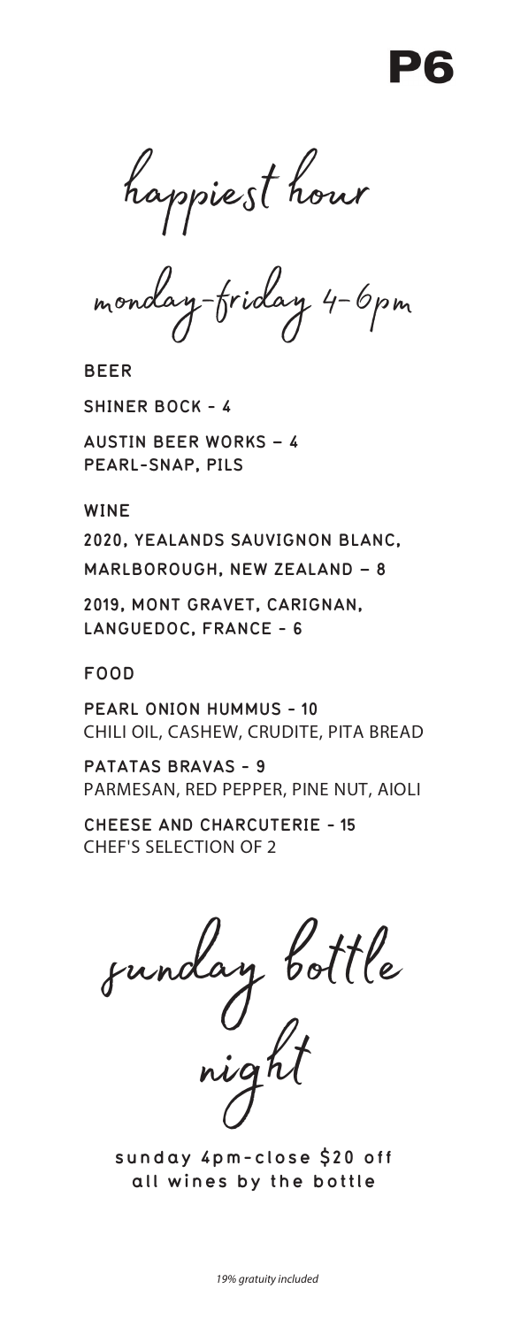# P6

## happiest hour

### monday-friday 4-6pm

**BEER**

**SHINER BOCK - 4**

**AUSTIN BEER WORKS – 4**
**PEARL-SNAP, PILS**

**WINE**

**2020, YEALANDS SAUVIGNON BLANC,**
**MARLBOROUGH, NEW ZEALAND – 8**

**2019, MONT GRAVET, CARIGNAN,**
**LANGUEDOC, FRANCE - 6**

**FOOD**

**PEARL ONION HUMMUS - 10**
CHILI OIL, CASHEW, CRUDITE, PITA BREAD

**PATATAS BRAVAS - 9**
PARMESAN, RED PEPPER, PINE NUT, AIOLI

**CHEESE AND CHARCUTERIE - 15**
CHEF'S SELECTION OF 2

## sunday bottle night

**sunday 4pm-close $20 off all wines by the bottle**

*19% gratuity included*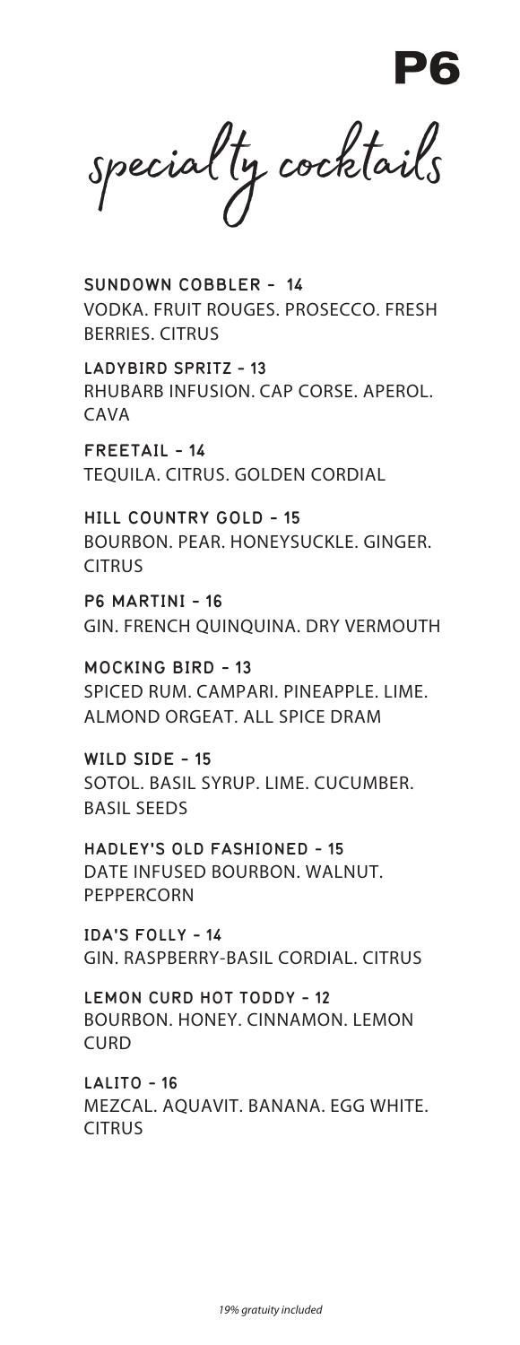# P6

## specialty cocktails

**SUNDOWN COBBLER - 14**
VODKA. FRUIT ROUGES. PROSECCO. FRESH BERRIES. CITRUS

**LADYBIRD SPRITZ - 13**
RHUBARB INFUSION. CAP CORSE. APEROL. CAVA

**FREETAIL - 14**
TEQUILA. CITRUS. GOLDEN CORDIAL

**HILL COUNTRY GOLD - 15**
BOURBON. PEAR. HONEYSUCKLE. GINGER. CITRUS

**P6 MARTINI - 16**
GIN. FRENCH QUINQUINA. DRY VERMOUTH

**MOCKING BIRD - 13**
SPICED RUM. CAMPARI. PINEAPPLE. LIME. ALMOND ORGEAT. ALL SPICE DRAM

**WILD SIDE - 15**
SOTOL. BASIL SYRUP. LIME. CUCUMBER. BASIL SEEDS

**HADLEY'S OLD FASHIONED - 15**
DATE INFUSED BOURBON. WALNUT. PEPPERCORN

**IDA'S FOLLY - 14**
GIN. RASPBERRY-BASIL CORDIAL. CITRUS

**LEMON CURD HOT TODDY - 12**
BOURBON. HONEY. CINNAMON. LEMON CURD

**LALITO - 16**
MEZCAL. AQUAVIT. BANANA. EGG WHITE. CITRUS

*19% gratuity included*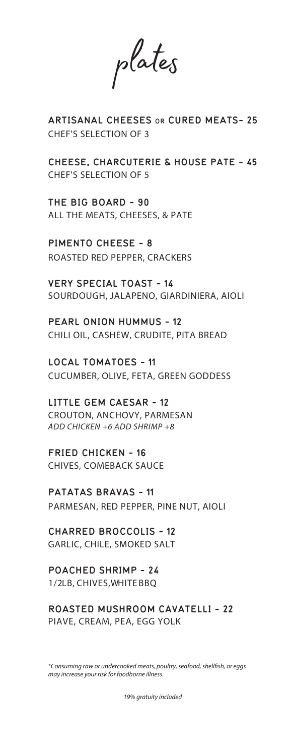# plates

**ARTISANAL CHEESES OR CURED MEATS- 25**
CHEF'S SELECTION OF 3

**CHEESE, CHARCUTERIE & HOUSE PATE - 45**
CHEF'S SELECTION OF 5

**THE BIG BOARD - 90**
ALL THE MEATS, CHEESES, & PATE

**PIMENTO CHEESE - 8**
ROASTED RED PEPPER, CRACKERS

**VERY SPECIAL TOAST - 14**
SOURDOUGH, JALAPENO, GIARDINIERA, AIOLI

**PEARL ONION HUMMUS - 12**
CHILI OIL, CASHEW, CRUDITE, PITA BREAD

**LOCAL TOMATOES - 11**
CUCUMBER, OLIVE, FETA, GREEN GODDESS

**LITTLE GEM CAESAR - 12**
CROUTON, ANCHOVY, PARMESAN
*ADD CHICKEN +6 ADD SHRIMP +8*

**FRIED CHICKEN - 16**
CHIVES, COMEBACK SAUCE

**PATATAS BRAVAS - 11**
PARMESAN, RED PEPPER, PINE NUT, AIOLI

**CHARRED BROCCOLIS - 12**
GARLIC, CHILE, SMOKED SALT

**POACHED SHRIMP - 24**
1/2LB, CHIVES,WHITE BBQ

**ROASTED MUSHROOM CAVATELLI - 22**
PIAVE, CREAM, PEA, EGG YOLK

*\*Consuming raw or undercooked meats, poultry, seafood, shellfish, or eggs may increase your risk for foodborne illness.*

*19% gratuity included*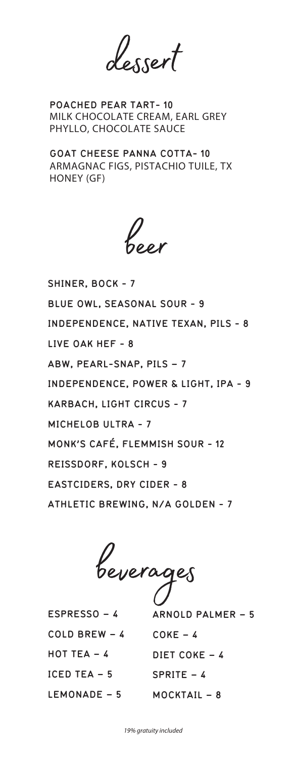# dessert

**POACHED PEAR TART- 10**
MILK CHOCOLATE CREAM, EARL GREY PHYLLO, CHOCOLATE SAUCE

**GOAT CHEESE PANNA COTTA- 10**
ARMAGNAC FIGS, PISTACHIO TUILE, TX HONEY (GF)

# beer

**SHINER, BOCK - 7**

**BLUE OWL, SEASONAL SOUR - 9**

**INDEPENDENCE, NATIVE TEXAN, PILS - 8**

**LIVE OAK HEF - 8**

**ABW, PEARL-SNAP, PILS – 7**

**INDEPENDENCE, POWER & LIGHT, IPA - 9**

**KARBACH, LIGHT CIRCUS - 7**

**MICHELOB ULTRA - 7**

**MONK'S CAFÉ, FLEMMISH SOUR - 12**

**REISSDORF, KOLSCH - 9**

**EASTCIDERS, DRY CIDER - 8**

**ATHLETIC BREWING, N/A GOLDEN - 7**

# beverages

**ESPRESSO – 4**

**COLD BREW – 4**

**HOT TEA – 4**

**ICED TEA – 5**

**LEMONADE – 5**

**ARNOLD PALMER – 5**

**COKE – 4**

**DIET COKE – 4**

**SPRITE – 4**

**MOCKTAIL – 8**

*19% gratuity included*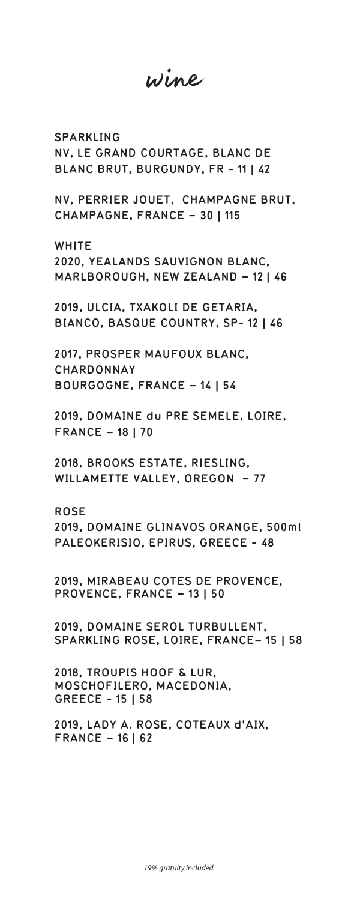# wine

## SPARKLING

NV, LE GRAND COURTAGE, BLANC DE BLANC BRUT, BURGUNDY, FR - 11 | 42

NV, PERRIER JOUET, CHAMPAGNE BRUT, CHAMPAGNE, FRANCE – 30 | 115

## WHITE

2020, YEALANDS SAUVIGNON BLANC, MARLBOROUGH, NEW ZEALAND – 12 | 46

2019, ULCIA, TXAKOLI DE GETARIA, BIANCO, BASQUE COUNTRY, SP- 12 | 46

2017, PROSPER MAUFOUX BLANC, CHARDONNAY
BOURGOGNE, FRANCE – 14 | 54

2019, DOMAINE du PRE SEMELE, LOIRE, FRANCE – 18 | 70

2018, BROOKS ESTATE, RIESLING, WILLAMETTE VALLEY, OREGON – 77

## ROSE

2019, DOMAINE GLINAVOS ORANGE, 500ml
PALEOKERISIO, EPIRUS, GREECE - 48

2019, MIRABEAU COTES DE PROVENCE, PROVENCE, FRANCE – 13 | 50

2019, DOMAINE SEROL TURBULLENT, SPARKLING ROSE, LOIRE, FRANCE– 15 | 58

2018, TROUPIS HOOF & LUR, MOSCHOFILERO, MACEDONIA, GREECE - 15 | 58

2019, LADY A. ROSE, COTEAUX d'AIX, FRANCE – 16 | 62

*19% gratuity included*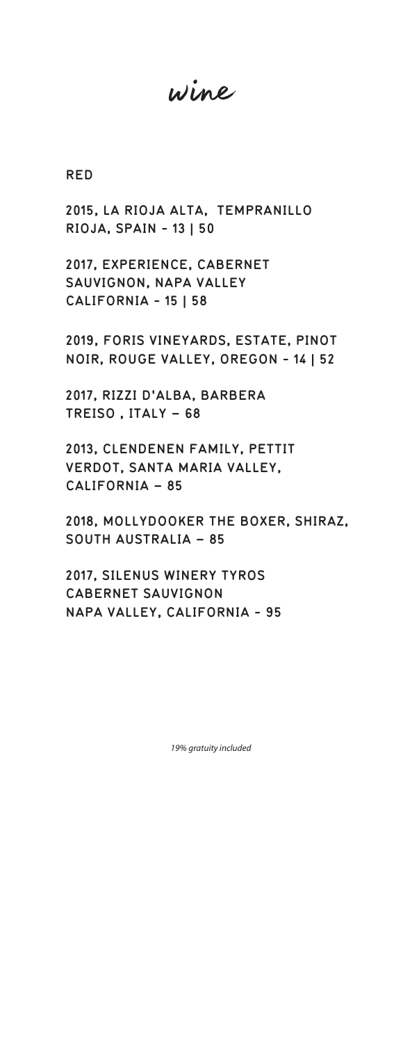# wine

## RED

**2015, LA RIOJA ALTA, TEMPRANILLO
RIOJA, SPAIN - 13 | 50**

**2017, EXPERIENCE, CABERNET
SAUVIGNON, NAPA VALLEY
CALIFORNIA - 15 | 58**

**2019, FORIS VINEYARDS, ESTATE, PINOT
NOIR, ROUGE VALLEY, OREGON - 14 | 52**

**2017, RIZZI D'ALBA, BARBERA
TREISO , ITALY – 68**

**2013, CLENDENEN FAMILY, PETTIT
VERDOT, SANTA MARIA VALLEY,
CALIFORNIA – 85**

**2018, MOLLYDOOKER THE BOXER, SHIRAZ,
SOUTH AUSTRALIA – 85**

**2017, SILENUS WINERY TYROS
CABERNET SAUVIGNON
NAPA VALLEY, CALIFORNIA - 95**

*19% gratuity included*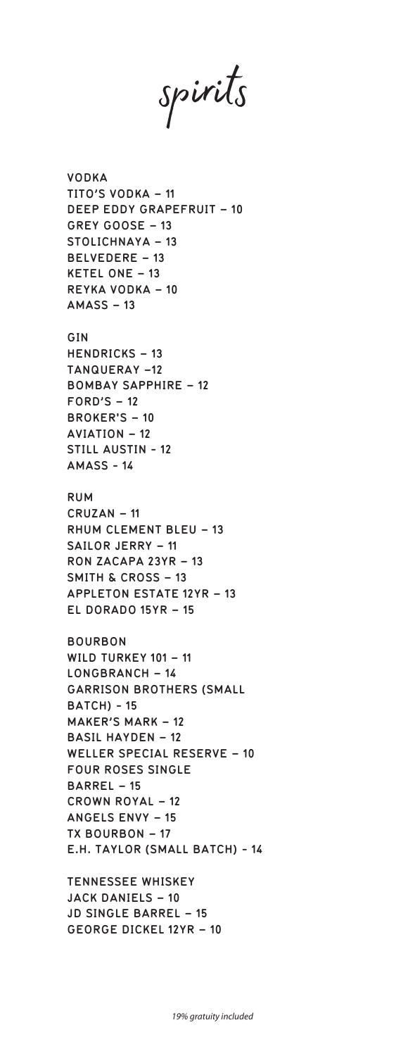# spirits

## VODKA

TITO'S VODKA – 11
DEEP EDDY GRAPEFRUIT – 10
GREY GOOSE – 13
STOLICHNAYA – 13
BELVEDERE – 13
KETEL ONE – 13
REYKA VODKA – 10
AMASS – 13

## GIN

HENDRICKS – 13
TANQUERAY –12
BOMBAY SAPPHIRE – 12
FORD'S – 12
BROKER'S – 10
AVIATION – 12
STILL AUSTIN - 12
AMASS - 14

## RUM

CRUZAN – 11
RHUM CLEMENT BLEU – 13
SAILOR JERRY – 11
RON ZACAPA 23YR – 13
SMITH & CROSS – 13
APPLETON ESTATE 12YR – 13
EL DORADO 15YR – 15

## BOURBON

WILD TURKEY 101 – 11
LONGBRANCH – 14
GARRISON BROTHERS (SMALL BATCH) - 15
MAKER'S MARK – 12
BASIL HAYDEN – 12
WELLER SPECIAL RESERVE – 10
FOUR ROSES SINGLE BARREL – 15
CROWN ROYAL – 12
ANGELS ENVY – 15
TX BOURBON – 17
E.H. TAYLOR (SMALL BATCH) - 14

## TENNESSEE WHISKEY

JACK DANIELS – 10
JD SINGLE BARREL – 15
GEORGE DICKEL 12YR – 10

*19% gratuity included*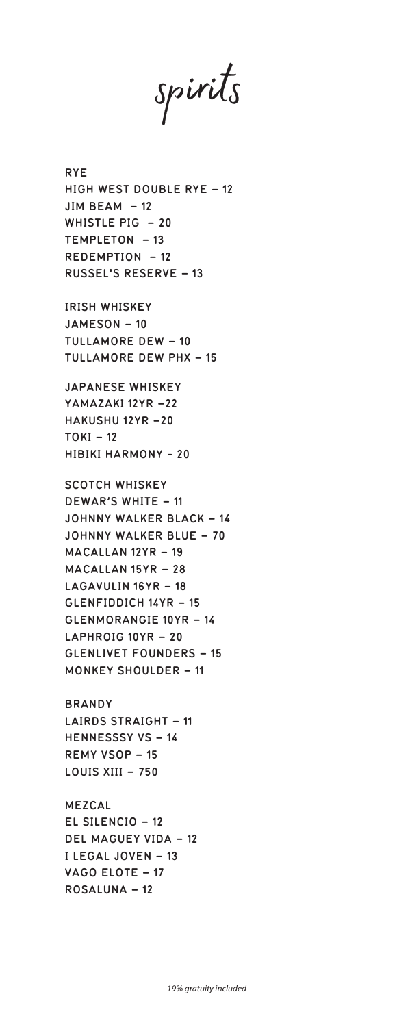# spirits

## RYE

HIGH WEST DOUBLE RYE – 12
JIM BEAM – 12
WHISTLE PIG – 20
TEMPLETON – 13
REDEMPTION – 12
RUSSEL'S RESERVE – 13

## IRISH WHISKEY

JAMESON – 10
TULLAMORE DEW – 10
TULLAMORE DEW PHX – 15

## JAPANESE WHISKEY

YAMAZAKI 12YR –22
HAKUSHU 12YR –20
TOKI – 12
HIBIKI HARMONY - 20

## SCOTCH WHISKEY

DEWAR'S WHITE – 11
JOHNNY WALKER BLACK – 14
JOHNNY WALKER BLUE – 70
MACALLAN 12YR – 19
MACALLAN 15YR – 28
LAGAVULIN 16YR – 18
GLENFIDDICH 14YR – 15
GLENMORANGIE 10YR – 14
LAPHROIG 10YR – 20
GLENLIVET FOUNDERS – 15
MONKEY SHOULDER – 11

## BRANDY

LAIRDS STRAIGHT – 11
HENNESSSY VS – 14
REMY VSOP – 15
LOUIS XIII – 750

## MEZCAL

EL SILENCIO – 12
DEL MAGUEY VIDA – 12
I LEGAL JOVEN – 13
VAGO ELOTE – 17
ROSALUNA – 12

*19% gratuity included*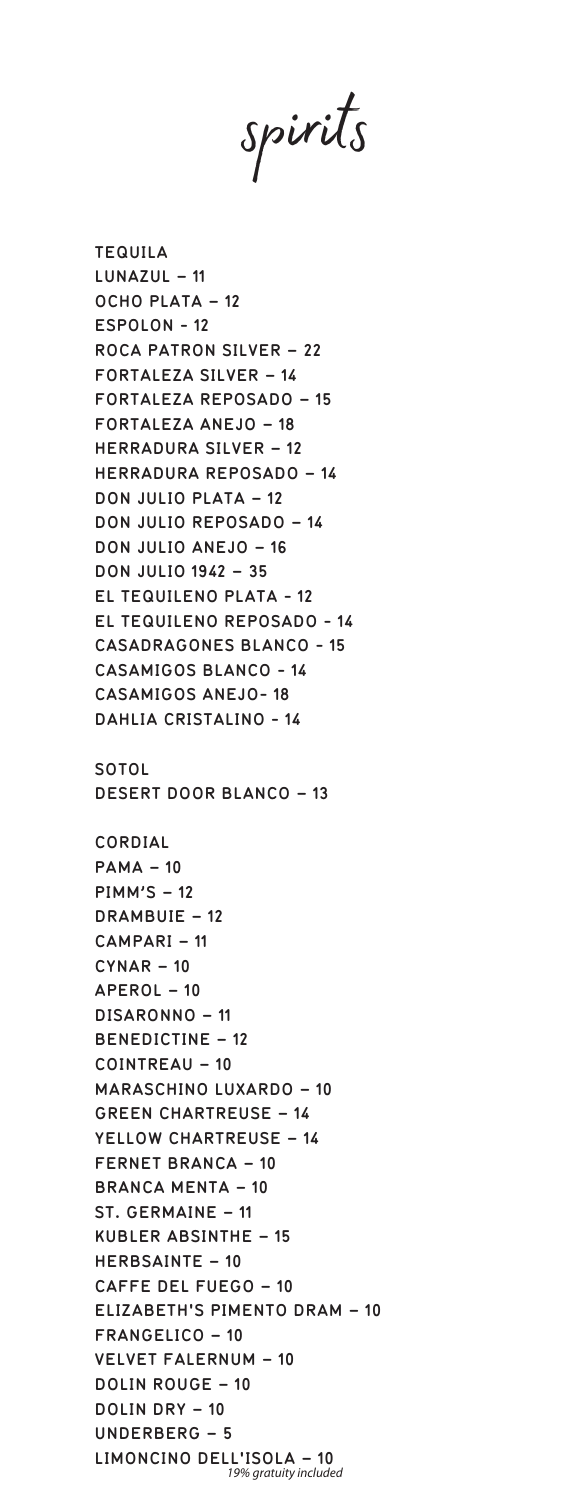# spirits

## TEQUILA

LUNAZUL – 11
OCHO PLATA – 12
ESPOLON - 12
ROCA PATRON SILVER – 22
FORTALEZA SILVER – 14
FORTALEZA REPOSADO – 15
FORTALEZA ANEJO – 18
HERRADURA SILVER – 12
HERRADURA REPOSADO – 14
DON JULIO PLATA – 12
DON JULIO REPOSADO – 14
DON JULIO ANEJO – 16
DON JULIO 1942 – 35
EL TEQUILENO PLATA - 12
EL TEQUILENO REPOSADO - 14
CASADRAGONES BLANCO - 15
CASAMIGOS BLANCO - 14
CASAMIGOS ANEJO- 18
DAHLIA CRISTALINO - 14

## SOTOL

DESERT DOOR BLANCO – 13

## CORDIAL

PAMA – 10
PIMM'S – 12
DRAMBUIE – 12
CAMPARI – 11
CYNAR – 10
APEROL – 10
DISARONNO – 11
BENEDICTINE – 12
COINTREAU – 10
MARASCHINO LUXARDO – 10
GREEN CHARTREUSE – 14
YELLOW CHARTREUSE – 14
FERNET BRANCA – 10
BRANCA MENTA – 10
ST. GERMAINE – 11
KUBLER ABSINTHE – 15
HERBSAINTE – 10
CAFFE DEL FUEGO – 10
ELIZABETH'S PIMENTO DRAM – 10
FRANGELICO – 10
VELVET FALERNUM – 10
DOLIN ROUGE – 10
DOLIN DRY – 10
UNDERBERG – 5
LIMONCINO DELL'ISOLA – 10

*19% gratuity included*